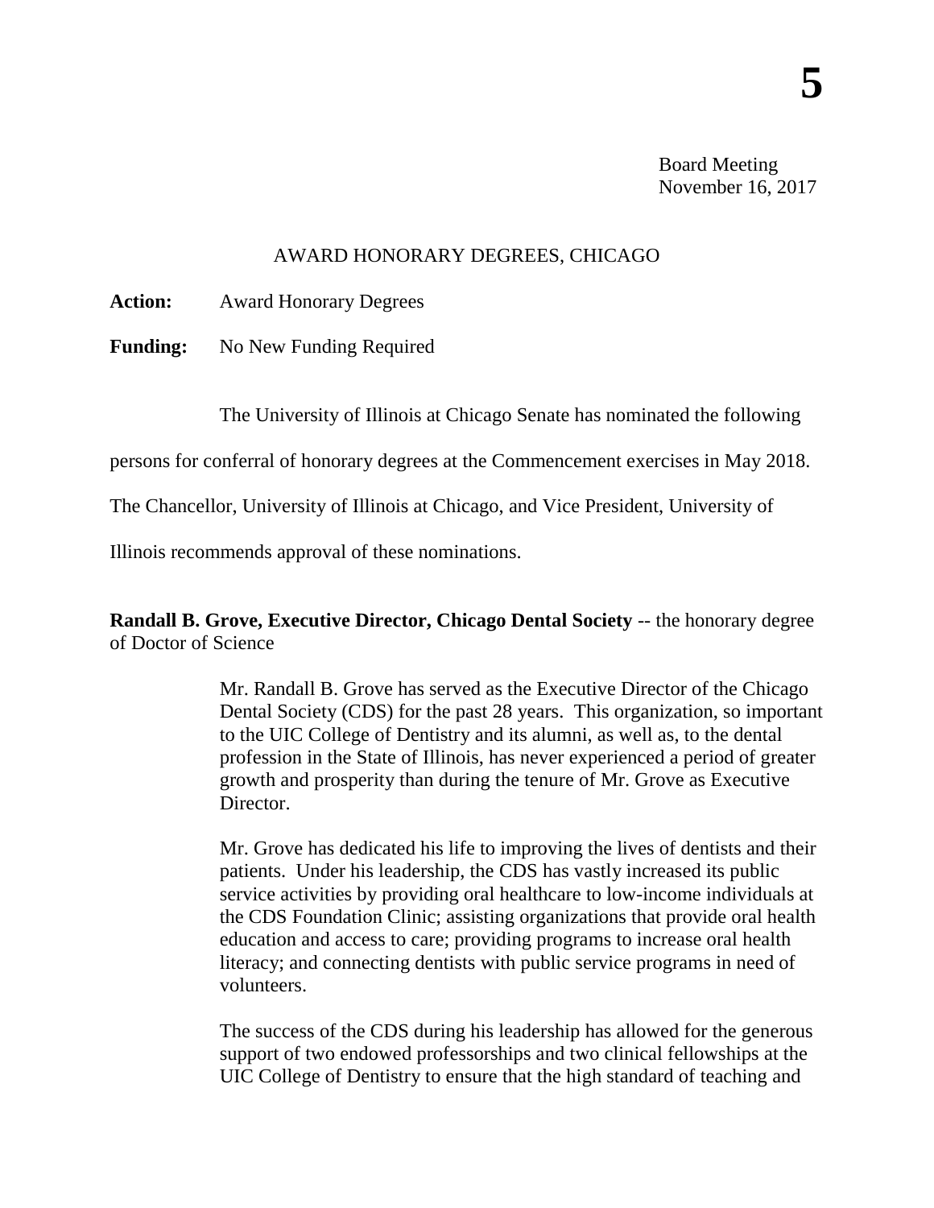Board Meeting
November 16, 2017

## AWARD HONORARY DEGREES, CHICAGO

**Action:** Award Honorary Degrees

**Funding:** No New Funding Required

The University of Illinois at Chicago Senate has nominated the following persons for conferral of honorary degrees at the Commencement exercises in May 2018. The Chancellor, University of Illinois at Chicago, and Vice President, University of Illinois recommends approval of these nominations.

**Randall B. Grove, Executive Director, Chicago Dental Society** -- the honorary degree of Doctor of Science

Mr. Randall B. Grove has served as the Executive Director of the Chicago Dental Society (CDS) for the past 28 years. This organization, so important to the UIC College of Dentistry and its alumni, as well as, to the dental profession in the State of Illinois, has never experienced a period of greater growth and prosperity than during the tenure of Mr. Grove as Executive Director.

Mr. Grove has dedicated his life to improving the lives of dentists and their patients. Under his leadership, the CDS has vastly increased its public service activities by providing oral healthcare to low-income individuals at the CDS Foundation Clinic; assisting organizations that provide oral health education and access to care; providing programs to increase oral health literacy; and connecting dentists with public service programs in need of volunteers.

The success of the CDS during his leadership has allowed for the generous support of two endowed professorships and two clinical fellowships at the UIC College of Dentistry to ensure that the high standard of teaching and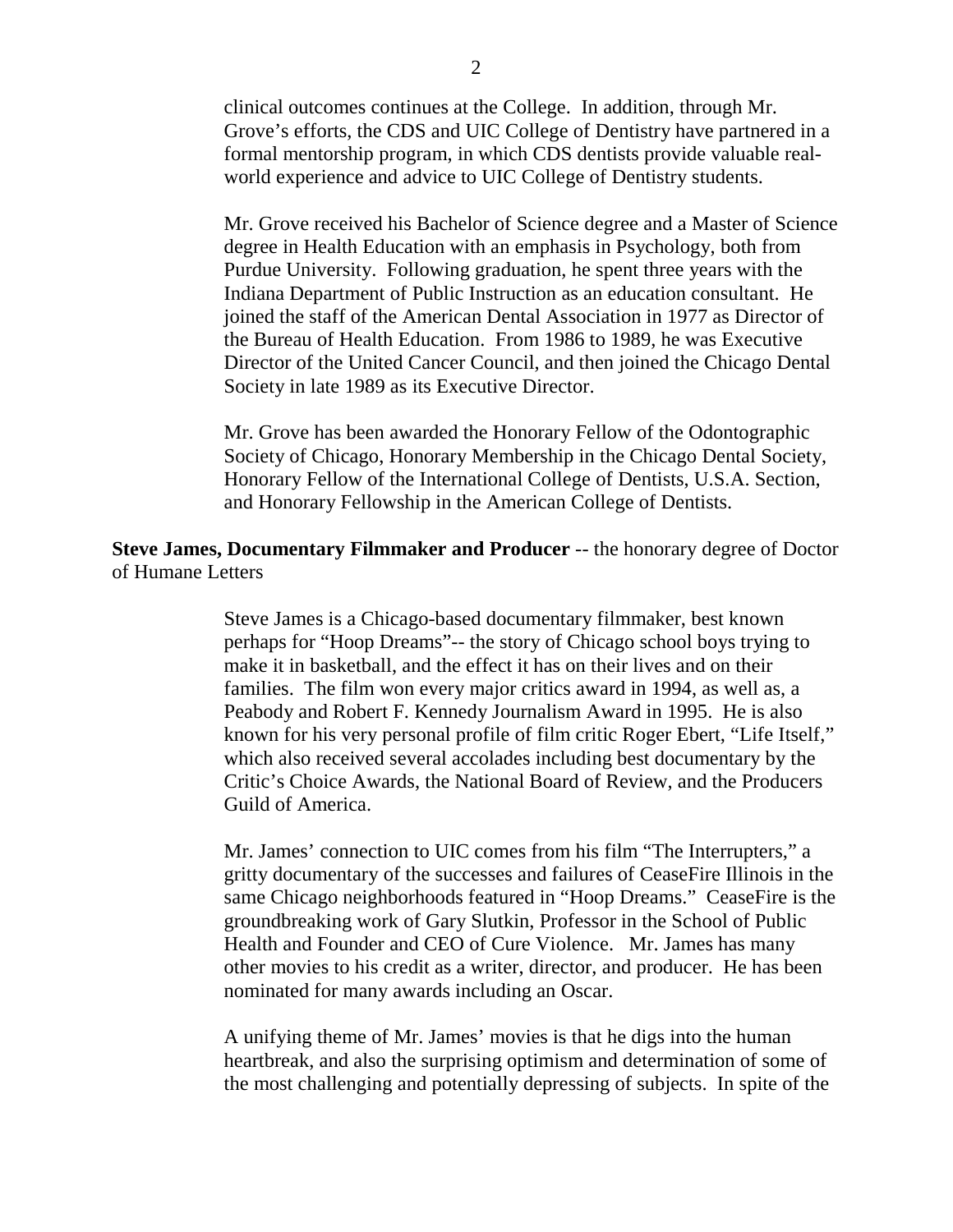clinical outcomes continues at the College. In addition, through Mr. Grove's efforts, the CDS and UIC College of Dentistry have partnered in a formal mentorship program, in which CDS dentists provide valuable real-world experience and advice to UIC College of Dentistry students.

Mr. Grove received his Bachelor of Science degree and a Master of Science degree in Health Education with an emphasis in Psychology, both from Purdue University. Following graduation, he spent three years with the Indiana Department of Public Instruction as an education consultant. He joined the staff of the American Dental Association in 1977 as Director of the Bureau of Health Education. From 1986 to 1989, he was Executive Director of the United Cancer Council, and then joined the Chicago Dental Society in late 1989 as its Executive Director.

Mr. Grove has been awarded the Honorary Fellow of the Odontographic Society of Chicago, Honorary Membership in the Chicago Dental Society, Honorary Fellow of the International College of Dentists, U.S.A. Section, and Honorary Fellowship in the American College of Dentists.

**Steve James, Documentary Filmmaker and Producer** -- the honorary degree of Doctor of Humane Letters

Steve James is a Chicago-based documentary filmmaker, best known perhaps for "Hoop Dreams"-- the story of Chicago school boys trying to make it in basketball, and the effect it has on their lives and on their families. The film won every major critics award in 1994, as well as, a Peabody and Robert F. Kennedy Journalism Award in 1995. He is also known for his very personal profile of film critic Roger Ebert, "Life Itself," which also received several accolades including best documentary by the Critic's Choice Awards, the National Board of Review, and the Producers Guild of America.

Mr. James' connection to UIC comes from his film "The Interrupters," a gritty documentary of the successes and failures of CeaseFire Illinois in the same Chicago neighborhoods featured in "Hoop Dreams." CeaseFire is the groundbreaking work of Gary Slutkin, Professor in the School of Public Health and Founder and CEO of Cure Violence. Mr. James has many other movies to his credit as a writer, director, and producer. He has been nominated for many awards including an Oscar.

A unifying theme of Mr. James' movies is that he digs into the human heartbreak, and also the surprising optimism and determination of some of the most challenging and potentially depressing of subjects. In spite of the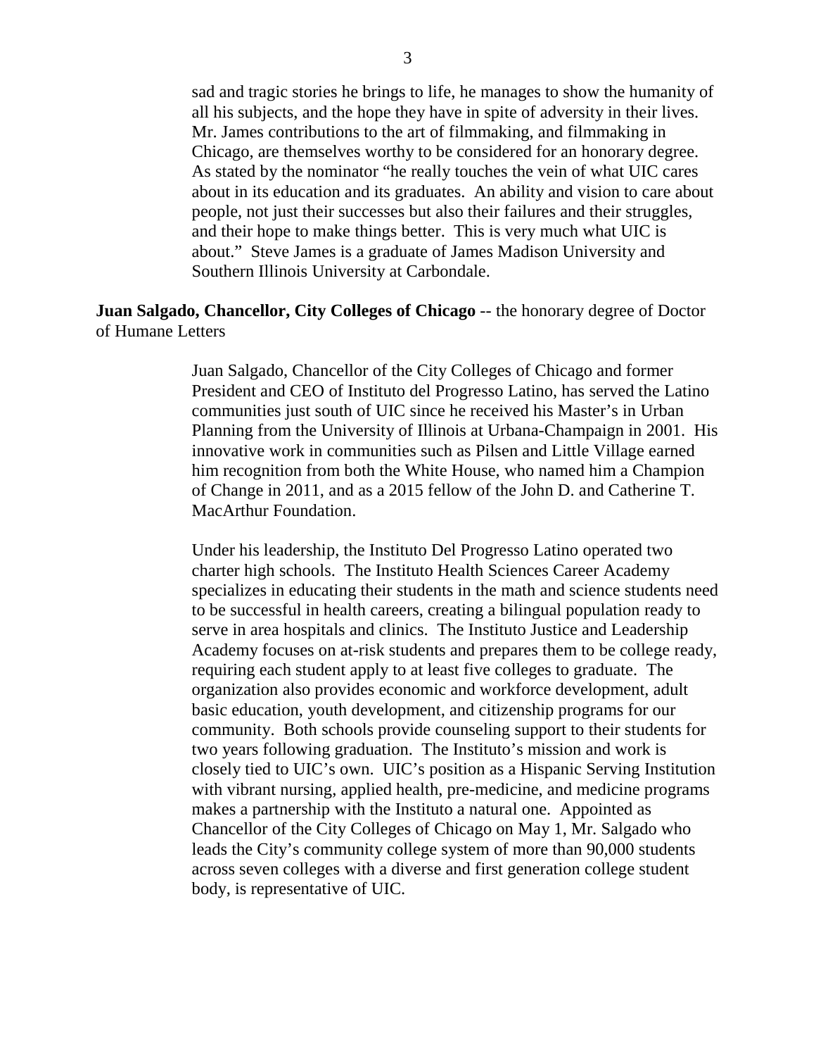sad and tragic stories he brings to life, he manages to show the humanity of all his subjects, and the hope they have in spite of adversity in their lives. Mr. James contributions to the art of filmmaking, and filmmaking in Chicago, are themselves worthy to be considered for an honorary degree. As stated by the nominator "he really touches the vein of what UIC cares about in its education and its graduates. An ability and vision to care about people, not just their successes but also their failures and their struggles, and their hope to make things better. This is very much what UIC is about." Steve James is a graduate of James Madison University and Southern Illinois University at Carbondale.

**Juan Salgado, Chancellor, City Colleges of Chicago** -- the honorary degree of Doctor of Humane Letters

Juan Salgado, Chancellor of the City Colleges of Chicago and former President and CEO of Instituto del Progresso Latino, has served the Latino communities just south of UIC since he received his Master's in Urban Planning from the University of Illinois at Urbana-Champaign in 2001. His innovative work in communities such as Pilsen and Little Village earned him recognition from both the White House, who named him a Champion of Change in 2011, and as a 2015 fellow of the John D. and Catherine T. MacArthur Foundation.

Under his leadership, the Instituto Del Progresso Latino operated two charter high schools. The Instituto Health Sciences Career Academy specializes in educating their students in the math and science students need to be successful in health careers, creating a bilingual population ready to serve in area hospitals and clinics. The Instituto Justice and Leadership Academy focuses on at-risk students and prepares them to be college ready, requiring each student apply to at least five colleges to graduate. The organization also provides economic and workforce development, adult basic education, youth development, and citizenship programs for our community. Both schools provide counseling support to their students for two years following graduation. The Instituto's mission and work is closely tied to UIC's own. UIC's position as a Hispanic Serving Institution with vibrant nursing, applied health, pre-medicine, and medicine programs makes a partnership with the Instituto a natural one. Appointed as Chancellor of the City Colleges of Chicago on May 1, Mr. Salgado who leads the City's community college system of more than 90,000 students across seven colleges with a diverse and first generation college student body, is representative of UIC.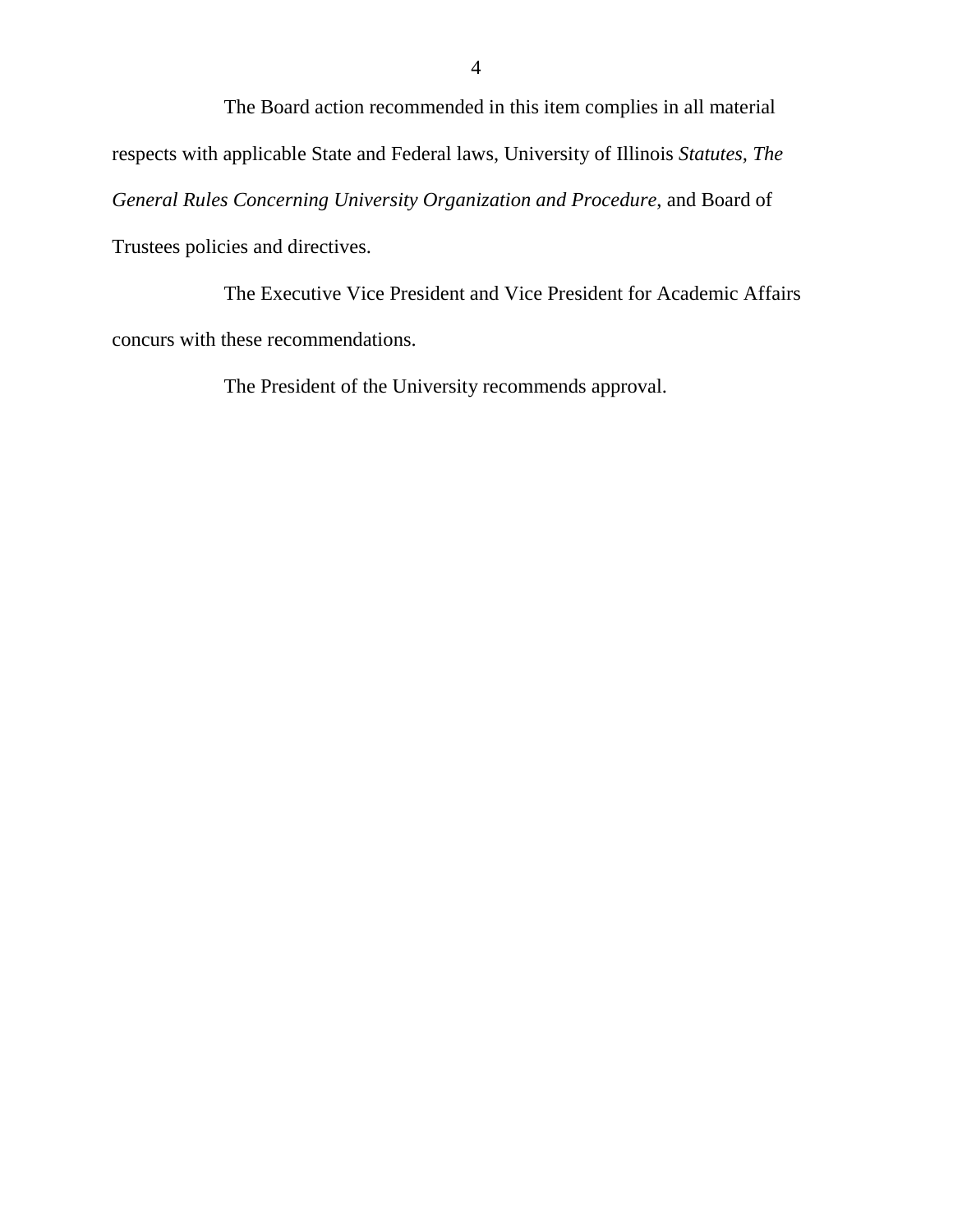The Board action recommended in this item complies in all material respects with applicable State and Federal laws, University of Illinois *Statutes*, *The General Rules Concerning University Organization and Procedure*, and Board of Trustees policies and directives.

The Executive Vice President and Vice President for Academic Affairs concurs with these recommendations.

The President of the University recommends approval.